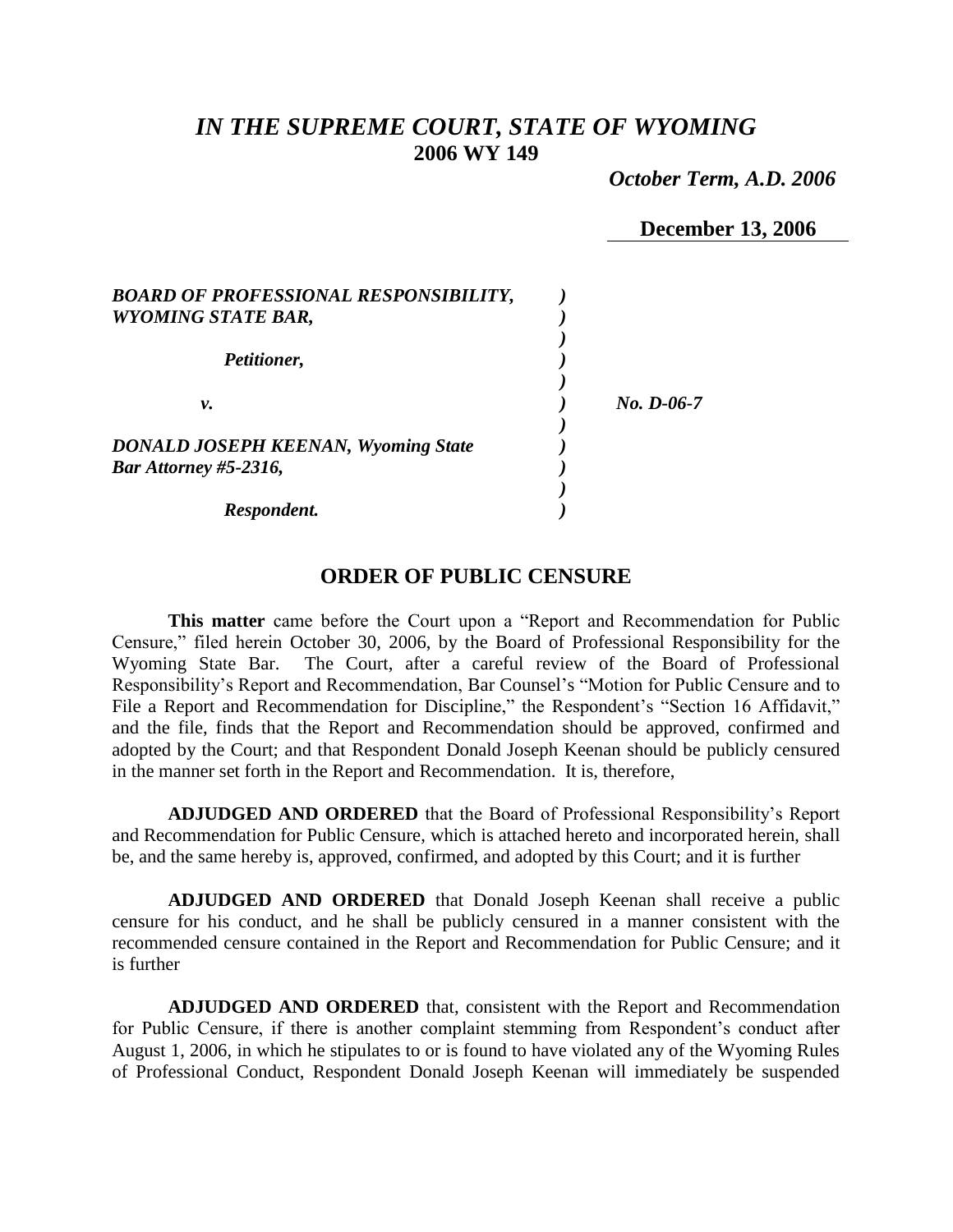# *IN THE SUPREME COURT, STATE OF WYOMING*
## 2006 WY 149

***October Term, A.D. 2006***

**December 13, 2006**

| | | |
|---|---|---|
| ***BOARD OF PROFESSIONAL RESPONSIBILITY, WYOMING STATE BAR,*** | ***)*** | |
| ***Petitioner,*** | ***)*** | |
| ***v.*** | ***)*** | ***No. D-06-7*** |
| ***DONALD JOSEPH KEENAN, Wyoming State Bar Attorney #5-2316,*** | ***)*** | |
| ***Respondent.*** | ***)*** | |

## ORDER OF PUBLIC CENSURE

**This matter** came before the Court upon a "Report and Recommendation for Public Censure," filed herein October 30, 2006, by the Board of Professional Responsibility for the Wyoming State Bar. The Court, after a careful review of the Board of Professional Responsibility's Report and Recommendation, Bar Counsel's "Motion for Public Censure and to File a Report and Recommendation for Discipline," the Respondent's "Section 16 Affidavit," and the file, finds that the Report and Recommendation should be approved, confirmed and adopted by the Court; and that Respondent Donald Joseph Keenan should be publicly censured in the manner set forth in the Report and Recommendation. It is, therefore,

**ADJUDGED AND ORDERED** that the Board of Professional Responsibility's Report and Recommendation for Public Censure, which is attached hereto and incorporated herein, shall be, and the same hereby is, approved, confirmed, and adopted by this Court; and it is further

**ADJUDGED AND ORDERED** that Donald Joseph Keenan shall receive a public censure for his conduct, and he shall be publicly censured in a manner consistent with the recommended censure contained in the Report and Recommendation for Public Censure; and it is further

**ADJUDGED AND ORDERED** that, consistent with the Report and Recommendation for Public Censure, if there is another complaint stemming from Respondent's conduct after August 1, 2006, in which he stipulates to or is found to have violated any of the Wyoming Rules of Professional Conduct, Respondent Donald Joseph Keenan will immediately be suspended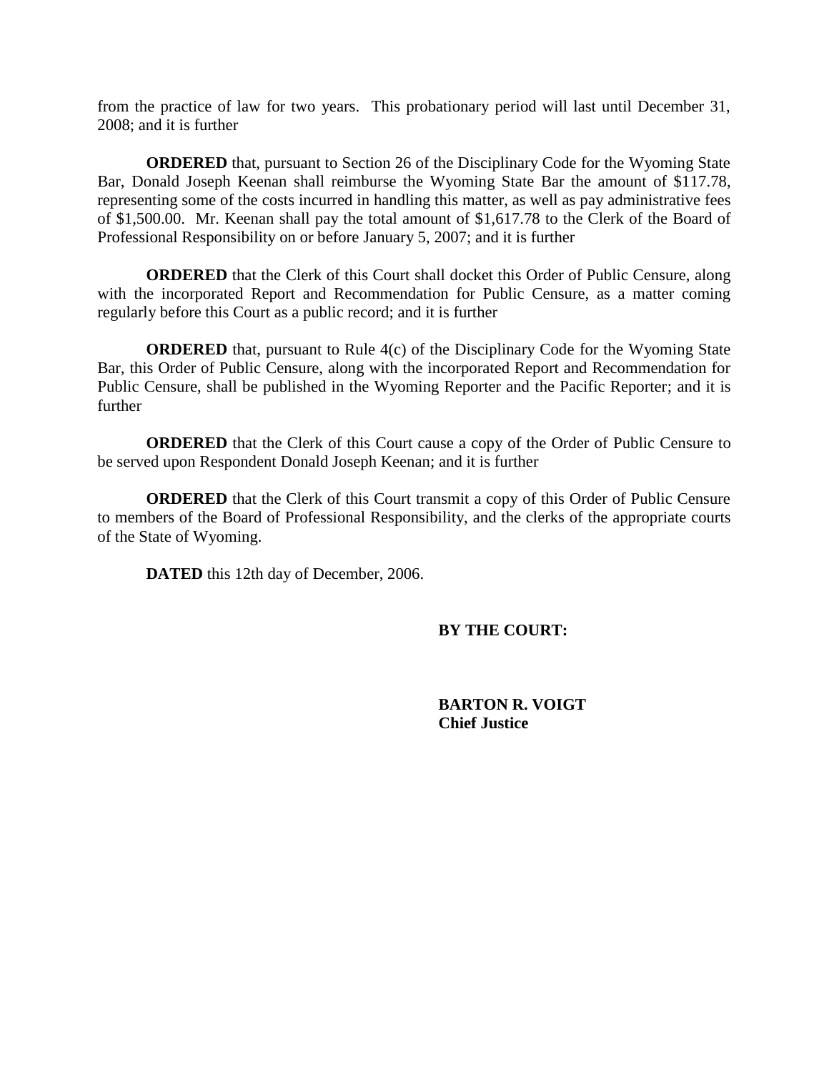from the practice of law for two years. This probationary period will last until December 31, 2008; and it is further

**ORDERED** that, pursuant to Section 26 of the Disciplinary Code for the Wyoming State Bar, Donald Joseph Keenan shall reimburse the Wyoming State Bar the amount of $117.78, representing some of the costs incurred in handling this matter, as well as pay administrative fees of $1,500.00. Mr. Keenan shall pay the total amount of $1,617.78 to the Clerk of the Board of Professional Responsibility on or before January 5, 2007; and it is further

**ORDERED** that the Clerk of this Court shall docket this Order of Public Censure, along with the incorporated Report and Recommendation for Public Censure, as a matter coming regularly before this Court as a public record; and it is further

**ORDERED** that, pursuant to Rule 4(c) of the Disciplinary Code for the Wyoming State Bar, this Order of Public Censure, along with the incorporated Report and Recommendation for Public Censure, shall be published in the Wyoming Reporter and the Pacific Reporter; and it is further

**ORDERED** that the Clerk of this Court cause a copy of the Order of Public Censure to be served upon Respondent Donald Joseph Keenan; and it is further

**ORDERED** that the Clerk of this Court transmit a copy of this Order of Public Censure to members of the Board of Professional Responsibility, and the clerks of the appropriate courts of the State of Wyoming.

**DATED** this 12th day of December, 2006.

**BY THE COURT:**

**BARTON R. VOIGT**
**Chief Justice**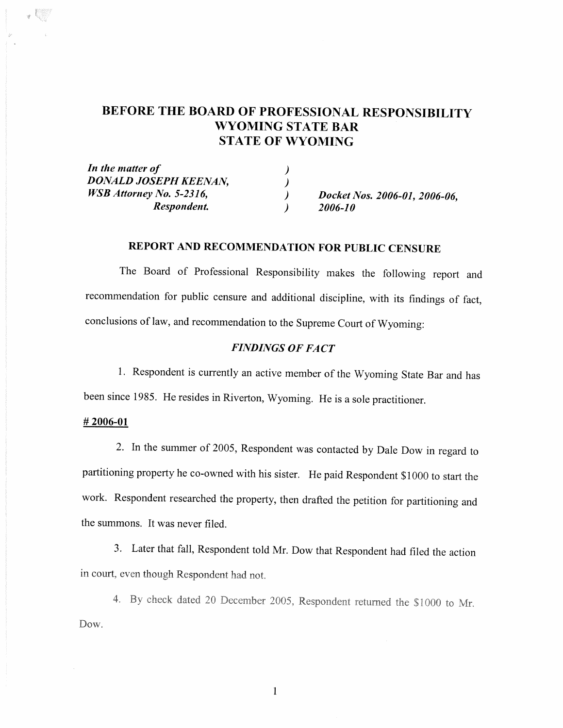# BEFORE THE BOARD OF PROFESSIONAL RESPONSIBILITY WYOMING STATE BAR STATE OF WYOMING

| | | |
|---|---|---|
| ***In the matter of*** | ) | |
| ***DONALD JOSEPH KEENAN,*** | ) | |
| ***WSB Attorney No. 5-2316,*** | ) | ***Docket Nos. 2006-01, 2006-06,*** |
| ***Respondent.*** | ) | ***2006-10*** |

## REPORT AND RECOMMENDATION FOR PUBLIC CENSURE

The Board of Professional Responsibility makes the following report and recommendation for public censure and additional discipline, with its findings of fact, conclusions of law, and recommendation to the Supreme Court of Wyoming:

### *FINDINGS OF FACT*

1. Respondent is currently an active member of the Wyoming State Bar and has been since 1985. He resides in Riverton, Wyoming. He is a sole practitioner.

**# 2006-01**

2. In the summer of 2005, Respondent was contacted by Dale Dow in regard to partitioning property he co-owned with his sister. He paid Respondent $1000 to start the work. Respondent researched the property, then drafted the petition for partitioning and the summons. It was never filed.

3. Later that fall, Respondent told Mr. Dow that Respondent had filed the action in court, even though Respondent had not.

4. By check dated 20 December 2005, Respondent returned the $1000 to Mr. Dow.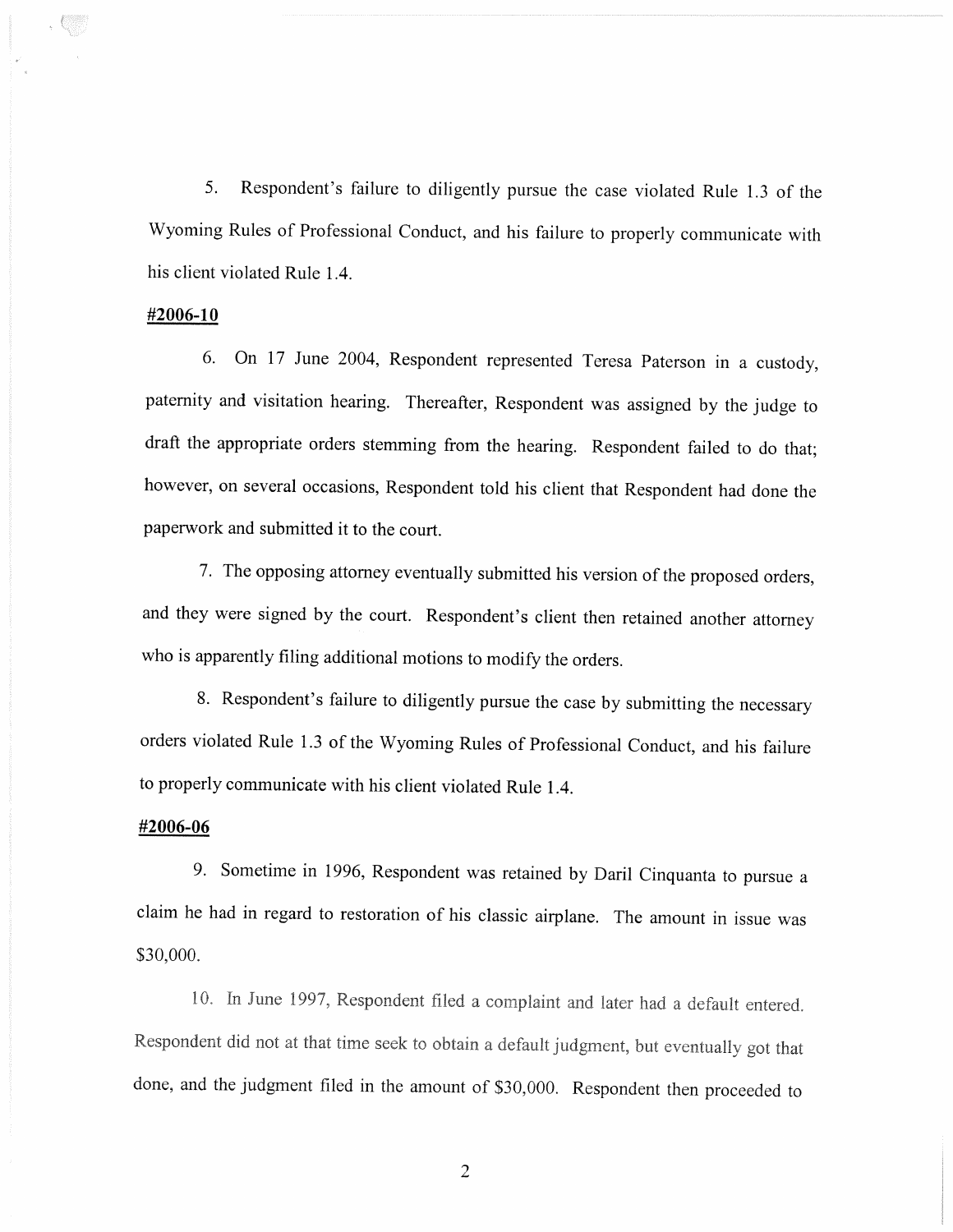5. Respondent's failure to diligently pursue the case violated Rule 1.3 of the Wyoming Rules of Professional Conduct, and his failure to properly communicate with his client violated Rule 1.4.

**#2006-10**

6. On 17 June 2004, Respondent represented Teresa Paterson in a custody, paternity and visitation hearing. Thereafter, Respondent was assigned by the judge to draft the appropriate orders stemming from the hearing. Respondent failed to do that; however, on several occasions, Respondent told his client that Respondent had done the paperwork and submitted it to the court.

7. The opposing attorney eventually submitted his version of the proposed orders, and they were signed by the court. Respondent's client then retained another attorney who is apparently filing additional motions to modify the orders.

8. Respondent's failure to diligently pursue the case by submitting the necessary orders violated Rule 1.3 of the Wyoming Rules of Professional Conduct, and his failure to properly communicate with his client violated Rule 1.4.

**#2006-06**

9. Sometime in 1996, Respondent was retained by Daril Cinquanta to pursue a claim he had in regard to restoration of his classic airplane. The amount in issue was $30,000.

10. In June 1997, Respondent filed a complaint and later had a default entered. Respondent did not at that time seek to obtain a default judgment, but eventually got that done, and the judgment filed in the amount of $30,000. Respondent then proceeded to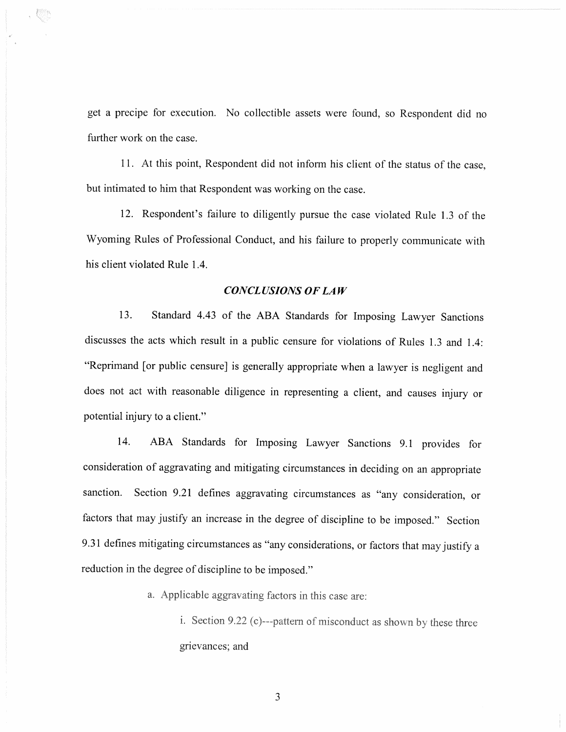get a precipe for execution. No collectible assets were found, so Respondent did no further work on the case.

11. At this point, Respondent did not inform his client of the status of the case, but intimated to him that Respondent was working on the case.

12. Respondent's failure to diligently pursue the case violated Rule 1.3 of the Wyoming Rules of Professional Conduct, and his failure to properly communicate with his client violated Rule 1.4.

### *CONCLUSIONS OF LAW*

13. Standard 4.43 of the ABA Standards for Imposing Lawyer Sanctions discusses the acts which result in a public censure for violations of Rules 1.3 and 1.4: "Reprimand [or public censure] is generally appropriate when a lawyer is negligent and does not act with reasonable diligence in representing a client, and causes injury or potential injury to a client."

14. ABA Standards for Imposing Lawyer Sanctions 9.1 provides for consideration of aggravating and mitigating circumstances in deciding on an appropriate sanction. Section 9.21 defines aggravating circumstances as "any consideration, or factors that may justify an increase in the degree of discipline to be imposed." Section 9.31 defines mitigating circumstances as "any considerations, or factors that may justify a reduction in the degree of discipline to be imposed."

a. Applicable aggravating factors in this case are:

i. Section 9.22 (c)---pattern of misconduct as shown by these three grievances; and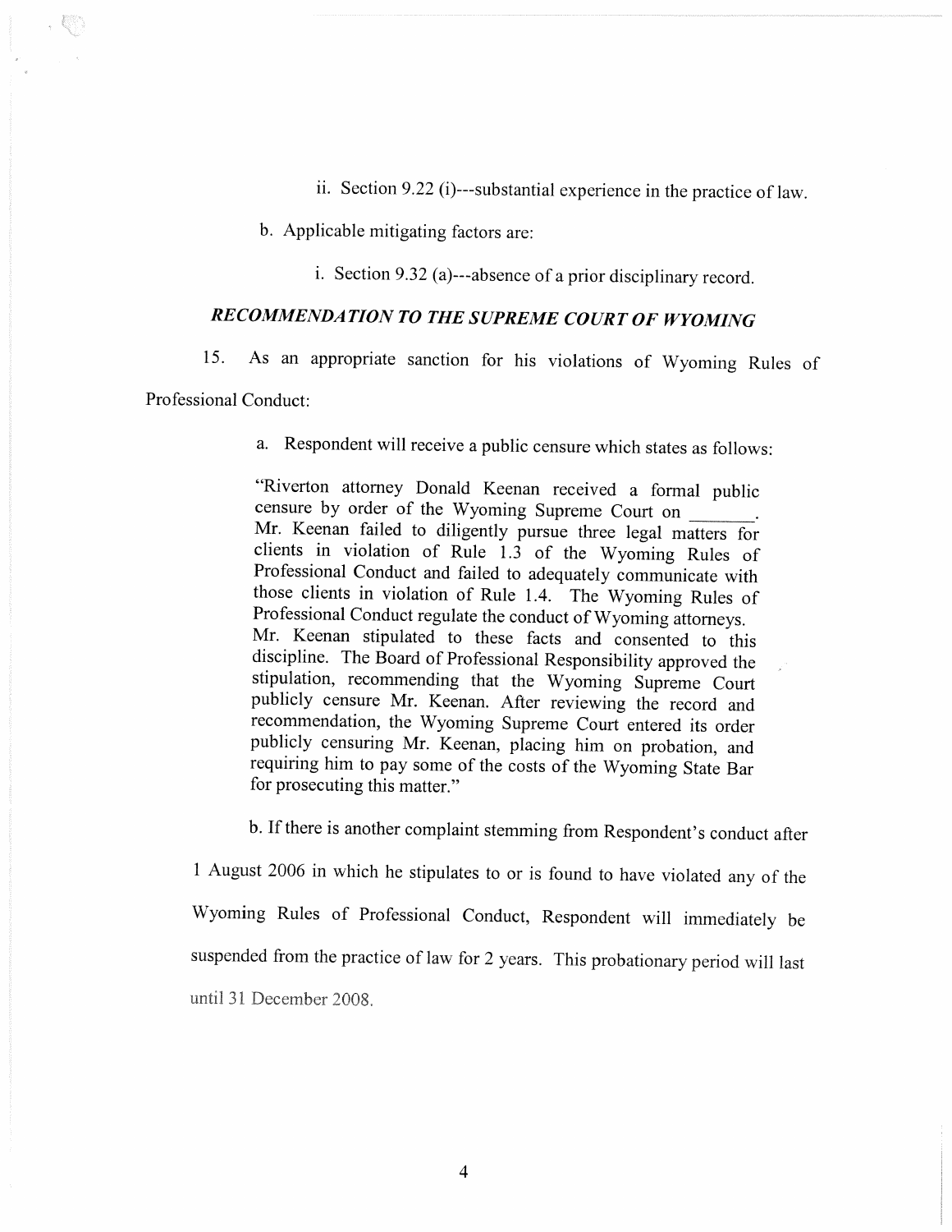ii. Section 9.22 (i)---substantial experience in the practice of law.

b. Applicable mitigating factors are:

i. Section 9.32 (a)---absence of a prior disciplinary record.

## *RECOMMENDATION TO THE SUPREME COURT OF WYOMING*

15. As an appropriate sanction for his violations of Wyoming Rules of Professional Conduct:

a. Respondent will receive a public censure which states as follows:

> "Riverton attorney Donald Keenan received a formal public censure by order of the Wyoming Supreme Court on _______. Mr. Keenan failed to diligently pursue three legal matters for clients in violation of Rule 1.3 of the Wyoming Rules of Professional Conduct and failed to adequately communicate with those clients in violation of Rule 1.4. The Wyoming Rules of Professional Conduct regulate the conduct of Wyoming attorneys. Mr. Keenan stipulated to these facts and consented to this discipline. The Board of Professional Responsibility approved the stipulation, recommending that the Wyoming Supreme Court publicly censure Mr. Keenan. After reviewing the record and recommendation, the Wyoming Supreme Court entered its order publicly censuring Mr. Keenan, placing him on probation, and requiring him to pay some of the costs of the Wyoming State Bar for prosecuting this matter."

b. If there is another complaint stemming from Respondent's conduct after 1 August 2006 in which he stipulates to or is found to have violated any of the Wyoming Rules of Professional Conduct, Respondent will immediately be suspended from the practice of law for 2 years. This probationary period will last until 31 December 2008.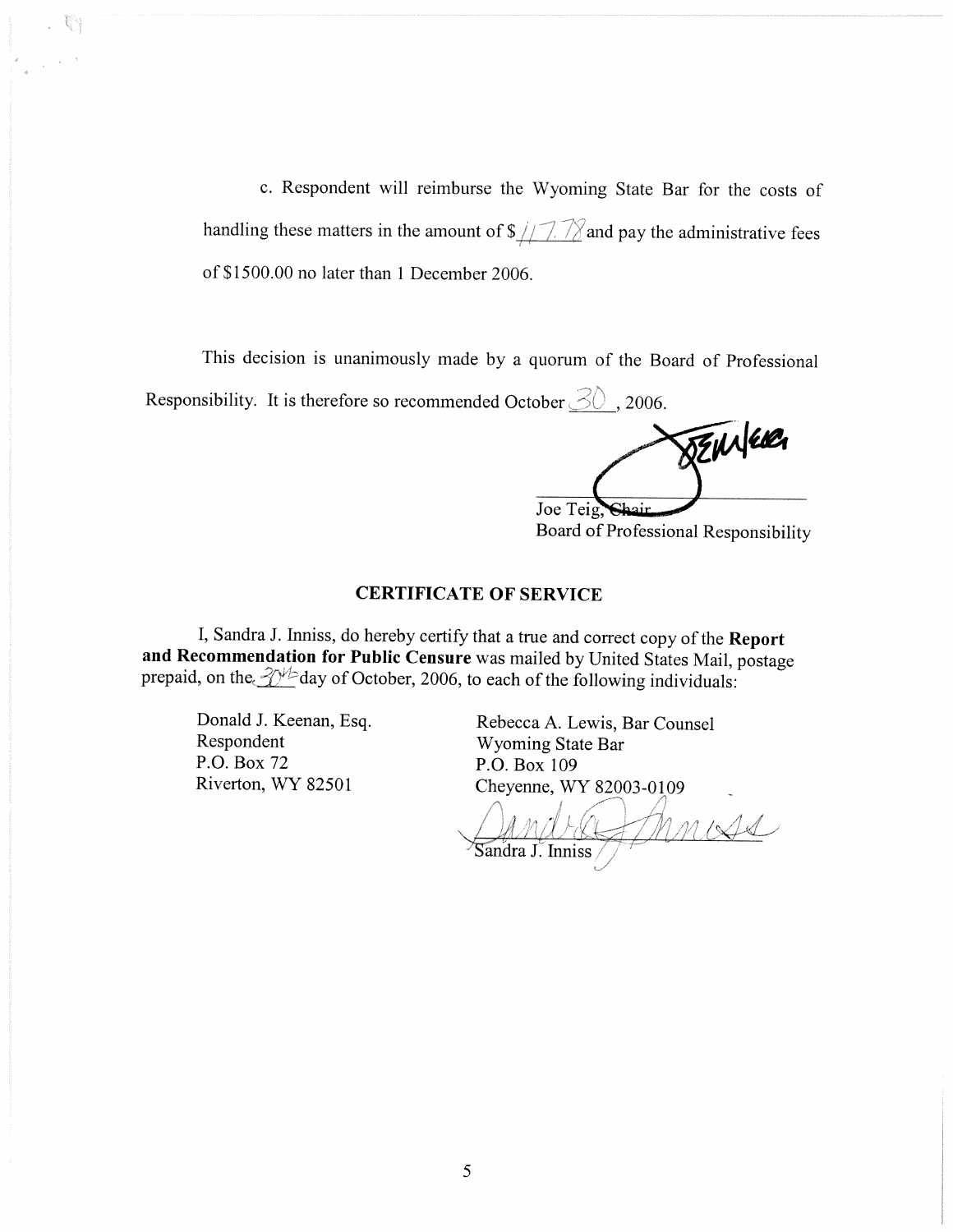c. Respondent will reimburse the Wyoming State Bar for the costs of handling these matters in the amount of $ 117.78 and pay the administrative fees of $1500.00 no later than 1 December 2006.

This decision is unanimously made by a quorum of the Board of Professional Responsibility. It is therefore so recommended October 30, 2006.

Joe Teig, Chair
Board of Professional Responsibility

## CERTIFICATE OF SERVICE

I, Sandra J. Inniss, do hereby certify that a true and correct copy of the **Report and Recommendation for Public Censure** was mailed by United States Mail, postage prepaid, on the 30th day of October, 2006, to each of the following individuals:

Donald J. Keenan, Esq.
Respondent
P.O. Box 72
Riverton, WY 82501

Rebecca A. Lewis, Bar Counsel
Wyoming State Bar
P.O. Box 109
Cheyenne, WY 82003-0109

Sandra J. Inniss